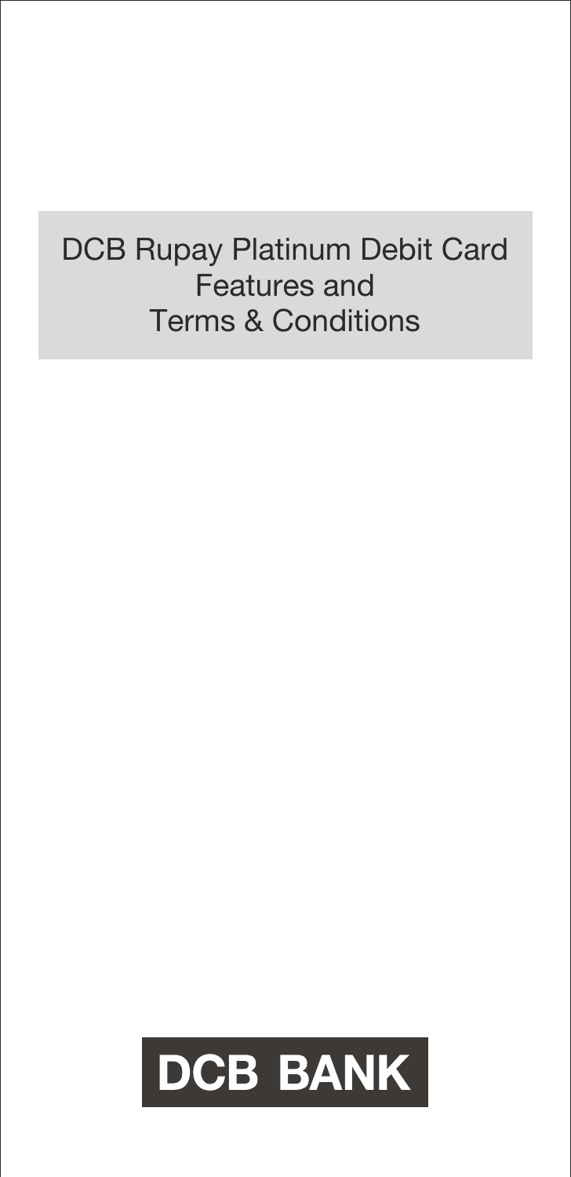# DCB Rupay Platinum Debit Card Features and Terms & Conditions

DCB BANK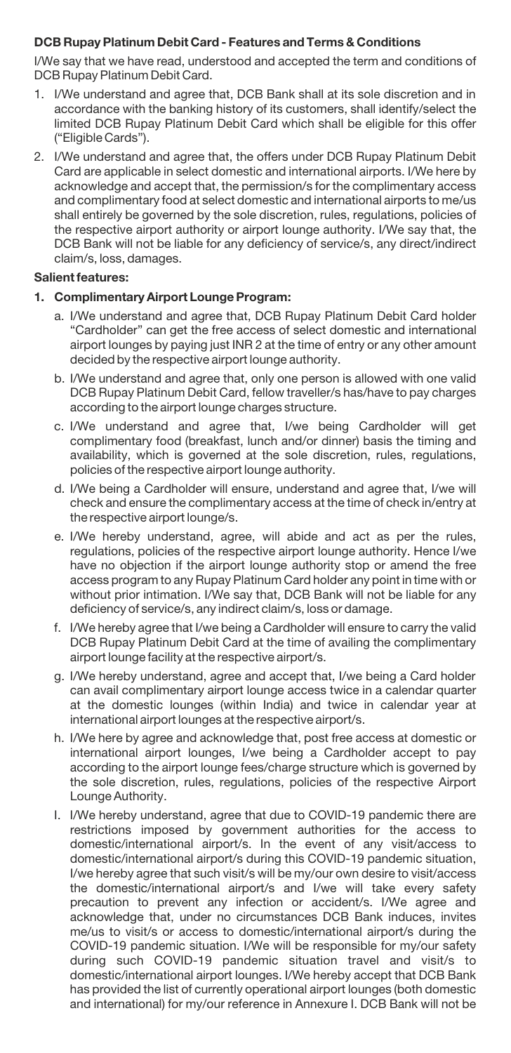## DCB Rupay Platinum Debit Card - Features and Terms & Conditions

I/We say that we have read, understood and accepted the term and conditions of DCB Rupay Platinum Debit Card.

1. I/We understand and agree that, DCB Bank shall at its sole discretion and in accordance with the banking history of its customers, shall identify/select the limited DCB Rupay Platinum Debit Card which shall be eligible for this offer ("Eligible Cards").
2. I/We understand and agree that, the offers under DCB Rupay Platinum Debit Card are applicable in select domestic and international airports. I/We here by acknowledge and accept that, the permission/s for the complimentary access and complimentary food at select domestic and international airports to me/us shall entirely be governed by the sole discretion, rules, regulations, policies of the respective airport authority or airport lounge authority. I/We say that, the DCB Bank will not be liable for any deficiency of service/s, any direct/indirect claim/s, loss, damages.

### Salient features:

1. **Complimentary Airport Lounge Program:**
   a. I/We understand and agree that, DCB Rupay Platinum Debit Card holder "Cardholder" can get the free access of select domestic and international airport lounges by paying just INR 2 at the time of entry or any other amount decided by the respective airport lounge authority.

   b. I/We understand and agree that, only one person is allowed with one valid DCB Rupay Platinum Debit Card, fellow traveller/s has/have to pay charges according to the airport lounge charges structure.

   c. I/We understand and agree that, I/we being Cardholder will get complimentary food (breakfast, lunch and/or dinner) basis the timing and availability, which is governed at the sole discretion, rules, regulations, policies of the respective airport lounge authority.

   d. I/We being a Cardholder will ensure, understand and agree that, I/we will check and ensure the complimentary access at the time of check in/entry at the respective airport lounge/s.

   e. I/We hereby understand, agree, will abide and act as per the rules, regulations, policies of the respective airport lounge authority. Hence I/we have no objection if the airport lounge authority stop or amend the free access program to any Rupay Platinum Card holder any point in time with or without prior intimation. I/We say that, DCB Bank will not be liable for any deficiency of service/s, any indirect claim/s, loss or damage.

   f. I/We hereby agree that I/we being a Cardholder will ensure to carry the valid DCB Rupay Platinum Debit Card at the time of availing the complimentary airport lounge facility at the respective airport/s.

   g. I/We hereby understand, agree and accept that, I/we being a Card holder can avail complimentary airport lounge access twice in a calendar quarter at the domestic lounges (within India) and twice in calendar year at international airport lounges at the respective airport/s.

   h. I/We here by agree and acknowledge that, post free access at domestic or international airport lounges, I/we being a Cardholder accept to pay according to the airport lounge fees/charge structure which is governed by the sole discretion, rules, regulations, policies of the respective Airport Lounge Authority.

   I. I/We hereby understand, agree that due to COVID-19 pandemic there are restrictions imposed by government authorities for the access to domestic/international airport/s. In the event of any visit/access to domestic/international airport/s during this COVID-19 pandemic situation, I/we hereby agree that such visit/s will be my/our own desire to visit/access the domestic/international airport/s and I/we will take every safety precaution to prevent any infection or accident/s. I/We agree and acknowledge that, under no circumstances DCB Bank induces, invites me/us to visit/s or access to domestic/international airport/s during the COVID-19 pandemic situation. I/We will be responsible for my/our safety during such COVID-19 pandemic situation travel and visit/s to domestic/international airport lounges. I/We hereby accept that DCB Bank has provided the list of currently operational airport lounges (both domestic and international) for my/our reference in Annexure I. DCB Bank will not be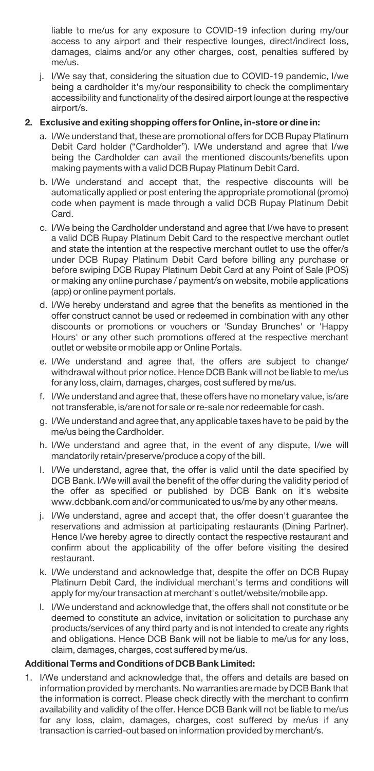liable to me/us for any exposure to COVID-19 infection during my/our access to any airport and their respective lounges, direct/indirect loss, damages, claims and/or any other charges, cost, penalties suffered by me/us.

j. I/We say that, considering the situation due to COVID-19 pandemic, I/we being a cardholder it's my/our responsibility to check the complimentary accessibility and functionality of the desired airport lounge at the respective airport/s.

**2. Exclusive and exiting shopping offers for Online, in-store or dine in:**

a. I/We understand that, these are promotional offers for DCB Rupay Platinum Debit Card holder ("Cardholder"). I/We understand and agree that I/we being the Cardholder can avail the mentioned discounts/benefits upon making payments with a valid DCB Rupay Platinum Debit Card.

b. I/We understand and accept that, the respective discounts will be automatically applied or post entering the appropriate promotional (promo) code when payment is made through a valid DCB Rupay Platinum Debit Card.

c. I/We being the Cardholder understand and agree that I/we have to present a valid DCB Rupay Platinum Debit Card to the respective merchant outlet and state the intention at the respective merchant outlet to use the offer/s under DCB Rupay Platinum Debit Card before billing any purchase or before swiping DCB Rupay Platinum Debit Card at any Point of Sale (POS) or making any online purchase / payment/s on website, mobile applications (app) or online payment portals.

d. I/We hereby understand and agree that the benefits as mentioned in the offer construct cannot be used or redeemed in combination with any other discounts or promotions or vouchers or 'Sunday Brunches' or 'Happy Hours' or any other such promotions offered at the respective merchant outlet or website or mobile app or Online Portals.

e. I/We understand and agree that, the offers are subject to change/ withdrawal without prior notice. Hence DCB Bank will not be liable to me/us for any loss, claim, damages, charges, cost suffered by me/us.

f. I/We understand and agree that, these offers have no monetary value, is/are not transferable, is/are not for sale or re-sale nor redeemable for cash.

g. I/We understand and agree that, any applicable taxes have to be paid by the me/us being the Cardholder.

h. I/We understand and agree that, in the event of any dispute, I/we will mandatorily retain/preserve/produce a copy of the bill.

I. I/We understand, agree that, the offer is valid until the date specified by DCB Bank. I/We will avail the benefit of the offer during the validity period of the offer as specified or published by DCB Bank on it's website www.dcbbank.com and/or communicated to us/me by any other means.

j. I/We understand, agree and accept that, the offer doesn't guarantee the reservations and admission at participating restaurants (Dining Partner). Hence I/we hereby agree to directly contact the respective restaurant and confirm about the applicability of the offer before visiting the desired restaurant.

k. I/We understand and acknowledge that, despite the offer on DCB Rupay Platinum Debit Card, the individual merchant's terms and conditions will apply for my/our transaction at merchant's outlet/website/mobile app.

l. I/We understand and acknowledge that, the offers shall not constitute or be deemed to constitute an advice, invitation or solicitation to purchase any products/services of any third party and is not intended to create any rights and obligations. Hence DCB Bank will not be liable to me/us for any loss, claim, damages, charges, cost suffered by me/us.

**Additional Terms and Conditions of DCB Bank Limited:**

1. I/We understand and acknowledge that, the offers and details are based on information provided by merchants. No warranties are made by DCB Bank that the information is correct. Please check directly with the merchant to confirm availability and validity of the offer. Hence DCB Bank will not be liable to me/us for any loss, claim, damages, charges, cost suffered by me/us if any transaction is carried-out based on information provided by merchant/s.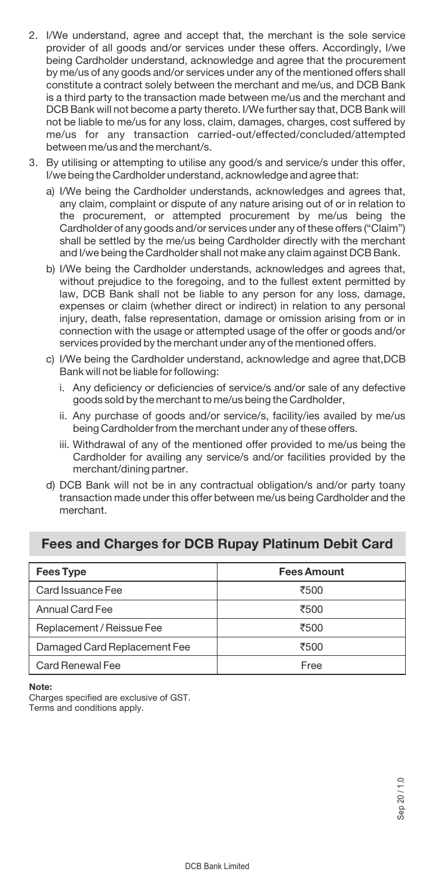2. I/We understand, agree and accept that, the merchant is the sole service provider of all goods and/or services under these offers. Accordingly, I/we being Cardholder understand, acknowledge and agree that the procurement by me/us of any goods and/or services under any of the mentioned offers shall constitute a contract solely between the merchant and me/us, and DCB Bank is a third party to the transaction made between me/us and the merchant and DCB Bank will not become a party thereto. I/We further say that, DCB Bank will not be liable to me/us for any loss, claim, damages, charges, cost suffered by me/us for any transaction carried-out/effected/concluded/attempted between me/us and the merchant/s.
3. By utilising or attempting to utilise any good/s and service/s under this offer, I/we being the Cardholder understand, acknowledge and agree that:
   a) I/We being the Cardholder understands, acknowledges and agrees that, any claim, complaint or dispute of any nature arising out of or in relation to the procurement, or attempted procurement by me/us being the Cardholder of any goods and/or services under any of these offers ("Claim") shall be settled by the me/us being Cardholder directly with the merchant and I/we being the Cardholder shall not make any claim against DCB Bank.
   b) I/We being the Cardholder understands, acknowledges and agrees that, without prejudice to the foregoing, and to the fullest extent permitted by law, DCB Bank shall not be liable to any person for any loss, damage, expenses or claim (whether direct or indirect) in relation to any personal injury, death, false representation, damage or omission arising from or in connection with the usage or attempted usage of the offer or goods and/or services provided by the merchant under any of the mentioned offers.
   c) I/We being the Cardholder understand, acknowledge and agree that,DCB Bank will not be liable for following:
      i. Any deficiency or deficiencies of service/s and/or sale of any defective goods sold by the merchant to me/us being the Cardholder,
      ii. Any purchase of goods and/or service/s, facility/ies availed by me/us being Cardholder from the merchant under any of these offers.
      iii. Withdrawal of any of the mentioned offer provided to me/us being the Cardholder for availing any service/s and/or facilities provided by the merchant/dining partner.
   d) DCB Bank will not be in any contractual obligation/s and/or party toany transaction made under this offer between me/us being Cardholder and the merchant.

## Fees and Charges for DCB Rupay Platinum Debit Card

| Fees Type | Fees Amount |
|---|---|
| Card Issuance Fee | ₹500 |
| Annual Card Fee | ₹500 |
| Replacement / Reissue Fee | ₹500 |
| Damaged Card Replacement Fee | ₹500 |
| Card Renewal Fee | Free |

**Note:**
Charges specified are exclusive of GST.
Terms and conditions apply.

Sep 20 / 1.0

DCB Bank Limited